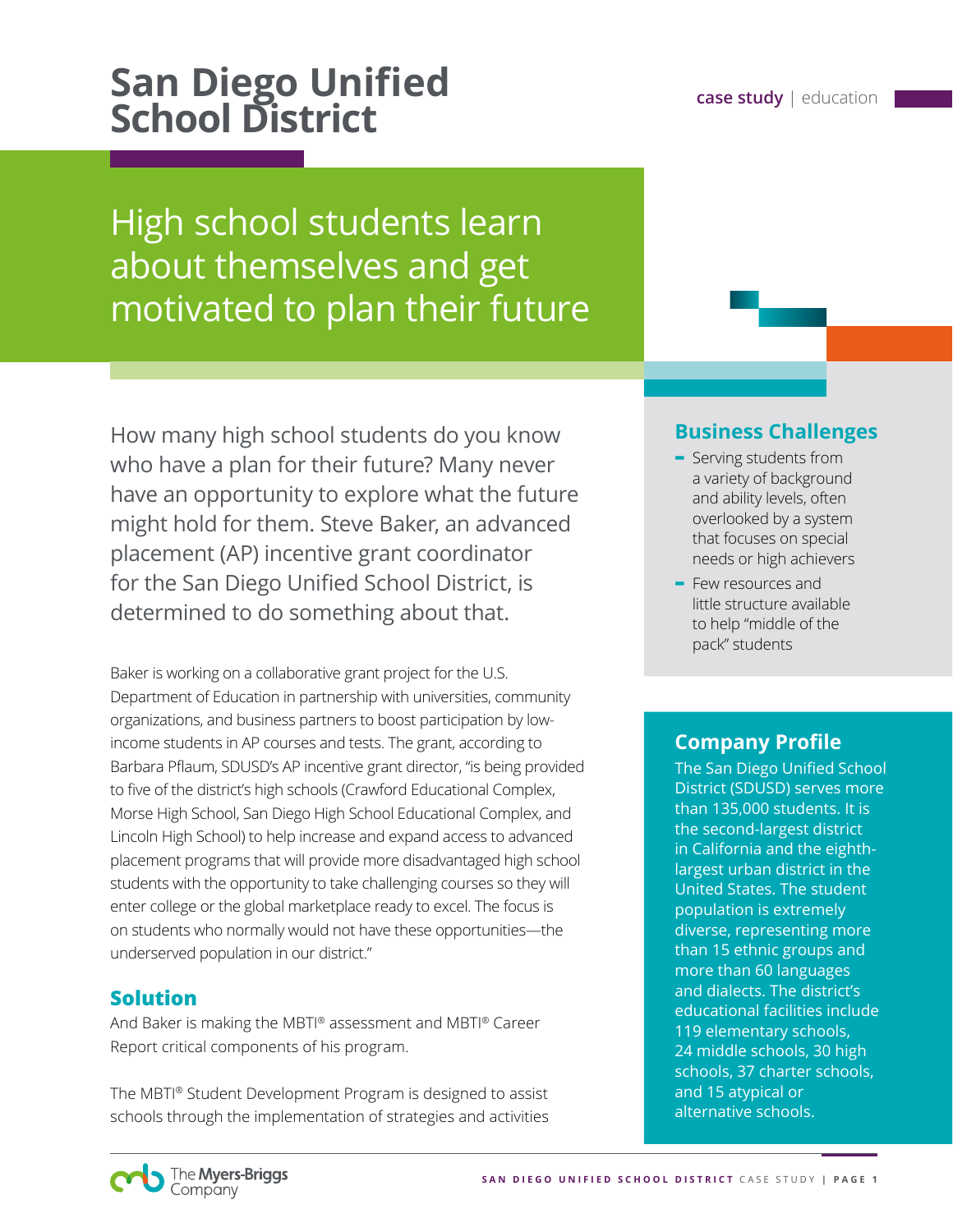# San Diego Unified School District

case study | education

## High school students learn about themselves and get motivated to plan their future

How many high school students do you know who have a plan for their future? Many never have an opportunity to explore what the future might hold for them. Steve Baker, an advanced placement (AP) incentive grant coordinator for the San Diego Unified School District, is determined to do something about that.

Baker is working on a collaborative grant project for the U.S. Department of Education in partnership with universities, community organizations, and business partners to boost participation by low-income students in AP courses and tests. The grant, according to Barbara Pflaum, SDUSD's AP incentive grant director, "is being provided to five of the district's high schools (Crawford Educational Complex, Morse High School, San Diego High School Educational Complex, and Lincoln High School) to help increase and expand access to advanced placement programs that will provide more disadvantaged high school students with the opportunity to take challenging courses so they will enter college or the global marketplace ready to excel. The focus is on students who normally would not have these opportunities—the underserved population in our district."

### Solution

And Baker is making the MBTI® assessment and MBTI® Career Report critical components of his program.

The MBTI® Student Development Program is designed to assist schools through the implementation of strategies and activities

### Business Challenges

- Serving students from a variety of background and ability levels, often overlooked by a system that focuses on special needs or high achievers
- Few resources and little structure available to help "middle of the pack" students

### Company Profile

The San Diego Unified School District (SDUSD) serves more than 135,000 students. It is the second-largest district in California and the eighth-largest urban district in the United States. The student population is extremely diverse, representing more than 15 ethnic groups and more than 60 languages and dialects. The district's educational facilities include 119 elementary schools, 24 middle schools, 30 high schools, 37 charter schools, and 15 atypical or alternative schools.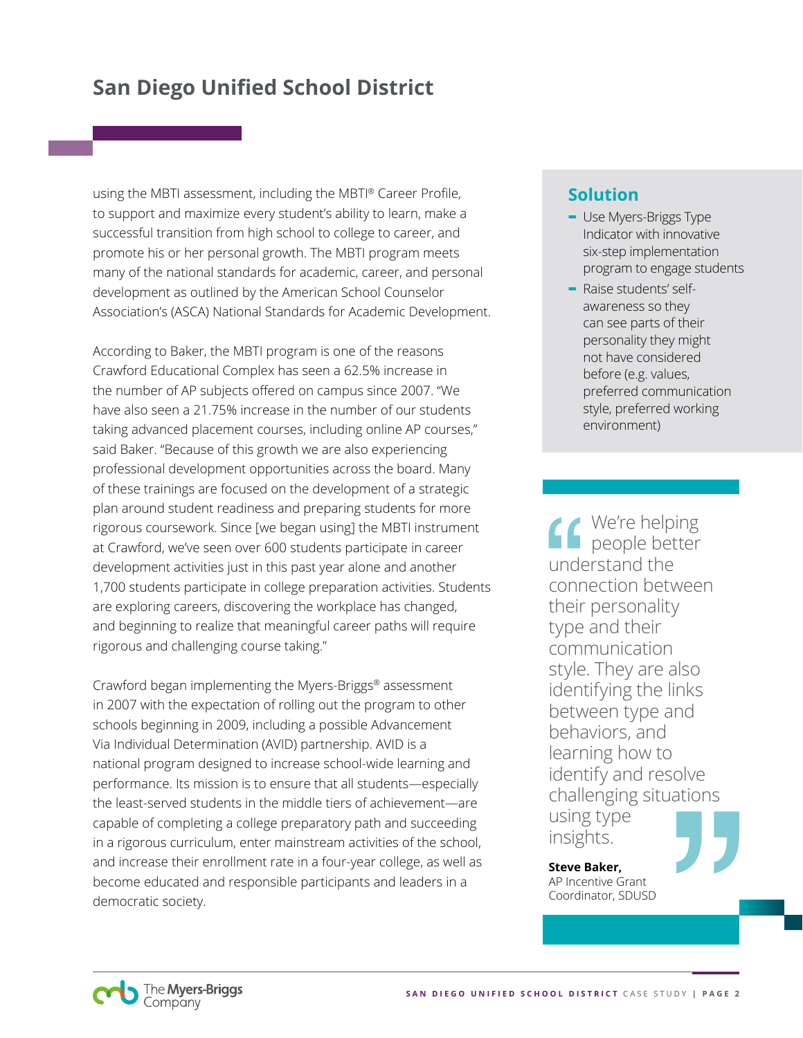## San Diego Unified School District

using the MBTI assessment, including the MBTI® Career Profile, to support and maximize every student's ability to learn, make a successful transition from high school to college to career, and promote his or her personal growth. The MBTI program meets many of the national standards for academic, career, and personal development as outlined by the American School Counselor Association's (ASCA) National Standards for Academic Development.

According to Baker, the MBTI program is one of the reasons Crawford Educational Complex has seen a 62.5% increase in the number of AP subjects offered on campus since 2007. "We have also seen a 21.75% increase in the number of our students taking advanced placement courses, including online AP courses," said Baker. "Because of this growth we are also experiencing professional development opportunities across the board. Many of these trainings are focused on the development of a strategic plan around student readiness and preparing students for more rigorous coursework. Since [we began using] the MBTI instrument at Crawford, we've seen over 600 students participate in career development activities just in this past year alone and another 1,700 students participate in college preparation activities. Students are exploring careers, discovering the workplace has changed, and beginning to realize that meaningful career paths will require rigorous and challenging course taking."

Crawford began implementing the Myers-Briggs® assessment in 2007 with the expectation of rolling out the program to other schools beginning in 2009, including a possible Advancement Via Individual Determination (AVID) partnership. AVID is a national program designed to increase school-wide learning and performance. Its mission is to ensure that all students—especially the least-served students in the middle tiers of achievement—are capable of completing a college preparatory path and succeeding in a rigorous curriculum, enter mainstream activities of the school, and increase their enrollment rate in a four-year college, as well as become educated and responsible participants and leaders in a democratic society.

### Solution

- Use Myers-Briggs Type Indicator with innovative six-step implementation program to engage students
- Raise students' self-awareness so they can see parts of their personality they might not have considered before (e.g. values, preferred communication style, preferred working environment)

> "We're helping people better understand the connection between their personality type and their communication style. They are also identifying the links between type and behaviors, and learning how to identify and resolve challenging situations using type insights."
>
> **Steve Baker,**
> AP Incentive Grant Coordinator, SDUSD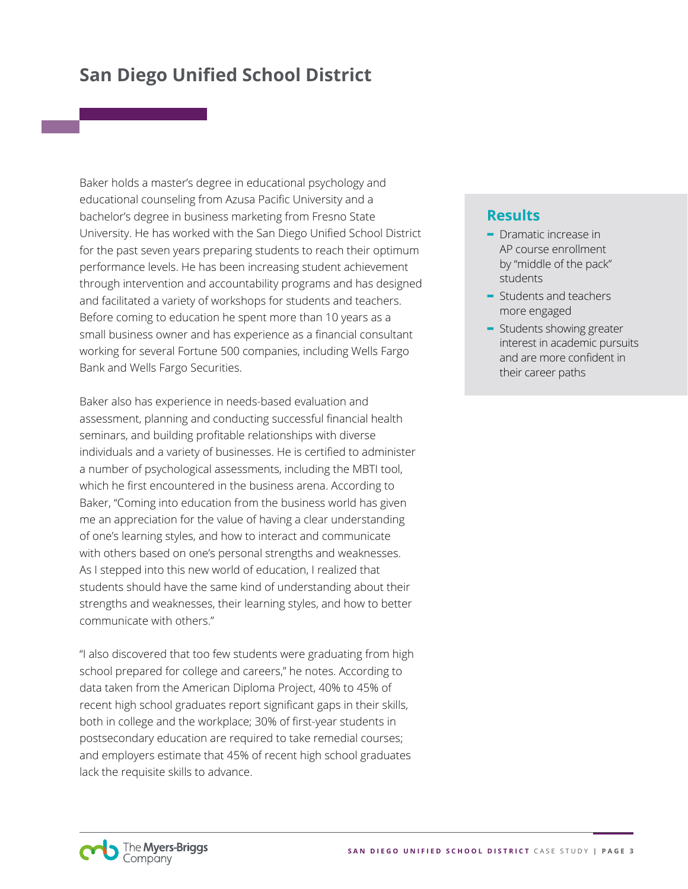Baker holds a master's degree in educational psychology and educational counseling from Azusa Pacific University and a bachelor's degree in business marketing from Fresno State University. He has worked with the San Diego Unified School District for the past seven years preparing students to reach their optimum performance levels. He has been increasing student achievement through intervention and accountability programs and has designed and facilitated a variety of workshops for students and teachers. Before coming to education he spent more than 10 years as a small business owner and has experience as a financial consultant working for several Fortune 500 companies, including Wells Fargo Bank and Wells Fargo Securities.

Baker also has experience in needs-based evaluation and assessment, planning and conducting successful financial health seminars, and building profitable relationships with diverse individuals and a variety of businesses. He is certified to administer a number of psychological assessments, including the MBTI tool, which he first encountered in the business arena. According to Baker, "Coming into education from the business world has given me an appreciation for the value of having a clear understanding of one's learning styles, and how to interact and communicate with others based on one's personal strengths and weaknesses. As I stepped into this new world of education, I realized that students should have the same kind of understanding about their strengths and weaknesses, their learning styles, and how to better communicate with others."

"I also discovered that too few students were graduating from high school prepared for college and careers," he notes. According to data taken from the American Diploma Project, 40% to 45% of recent high school graduates report significant gaps in their skills, both in college and the workplace; 30% of first-year students in postsecondary education are required to take remedial courses; and employers estimate that 45% of recent high school graduates lack the requisite skills to advance.

## Results

- Dramatic increase in AP course enrollment by "middle of the pack" students
- Students and teachers more engaged
- Students showing greater interest in academic pursuits and are more confident in their career paths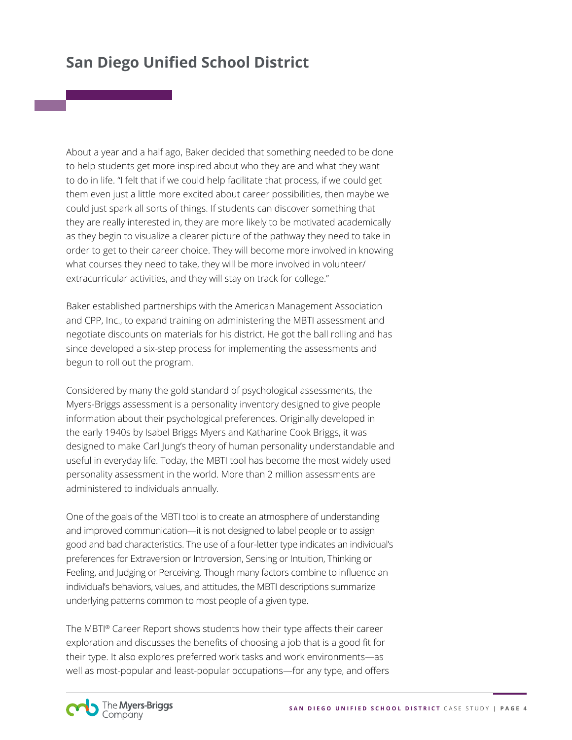# San Diego Unified School District

About a year and a half ago, Baker decided that something needed to be done to help students get more inspired about who they are and what they want to do in life. "I felt that if we could help facilitate that process, if we could get them even just a little more excited about career possibilities, then maybe we could just spark all sorts of things. If students can discover something that they are really interested in, they are more likely to be motivated academically as they begin to visualize a clearer picture of the pathway they need to take in order to get to their career choice. They will become more involved in knowing what courses they need to take, they will be more involved in volunteer/extracurricular activities, and they will stay on track for college."

Baker established partnerships with the American Management Association and CPP, Inc., to expand training on administering the MBTI assessment and negotiate discounts on materials for his district. He got the ball rolling and has since developed a six-step process for implementing the assessments and begun to roll out the program.

Considered by many the gold standard of psychological assessments, the Myers-Briggs assessment is a personality inventory designed to give people information about their psychological preferences. Originally developed in the early 1940s by Isabel Briggs Myers and Katharine Cook Briggs, it was designed to make Carl Jung's theory of human personality understandable and useful in everyday life. Today, the MBTI tool has become the most widely used personality assessment in the world. More than 2 million assessments are administered to individuals annually.

One of the goals of the MBTI tool is to create an atmosphere of understanding and improved communication—it is not designed to label people or to assign good and bad characteristics. The use of a four-letter type indicates an individual's preferences for Extraversion or Introversion, Sensing or Intuition, Thinking or Feeling, and Judging or Perceiving. Though many factors combine to influence an individual's behaviors, values, and attitudes, the MBTI descriptions summarize underlying patterns common to most people of a given type.

The MBTI® Career Report shows students how their type affects their career exploration and discusses the benefits of choosing a job that is a good fit for their type. It also explores preferred work tasks and work environments—as well as most-popular and least-popular occupations—for any type, and offers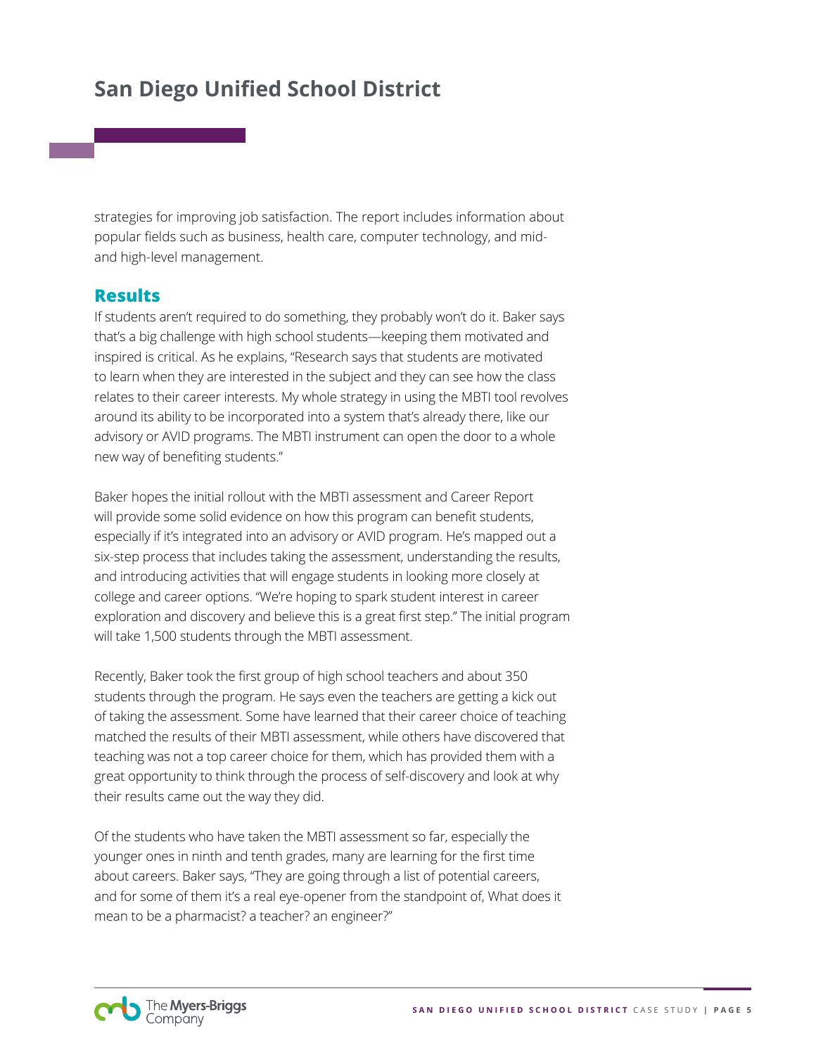strategies for improving job satisfaction. The report includes information about popular fields such as business, health care, computer technology, and mid- and high-level management.

## Results

If students aren't required to do something, they probably won't do it. Baker says that's a big challenge with high school students—keeping them motivated and inspired is critical. As he explains, "Research says that students are motivated to learn when they are interested in the subject and they can see how the class relates to their career interests. My whole strategy in using the MBTI tool revolves around its ability to be incorporated into a system that's already there, like our advisory or AVID programs. The MBTI instrument can open the door to a whole new way of benefiting students."

Baker hopes the initial rollout with the MBTI assessment and Career Report will provide some solid evidence on how this program can benefit students, especially if it's integrated into an advisory or AVID program. He's mapped out a six-step process that includes taking the assessment, understanding the results, and introducing activities that will engage students in looking more closely at college and career options. "We're hoping to spark student interest in career exploration and discovery and believe this is a great first step." The initial program will take 1,500 students through the MBTI assessment.

Recently, Baker took the first group of high school teachers and about 350 students through the program. He says even the teachers are getting a kick out of taking the assessment. Some have learned that their career choice of teaching matched the results of their MBTI assessment, while others have discovered that teaching was not a top career choice for them, which has provided them with a great opportunity to think through the process of self-discovery and look at why their results came out the way they did.

Of the students who have taken the MBTI assessment so far, especially the younger ones in ninth and tenth grades, many are learning for the first time about careers. Baker says, "They are going through a list of potential careers, and for some of them it's a real eye-opener from the standpoint of, What does it mean to be a pharmacist? a teacher? an engineer?"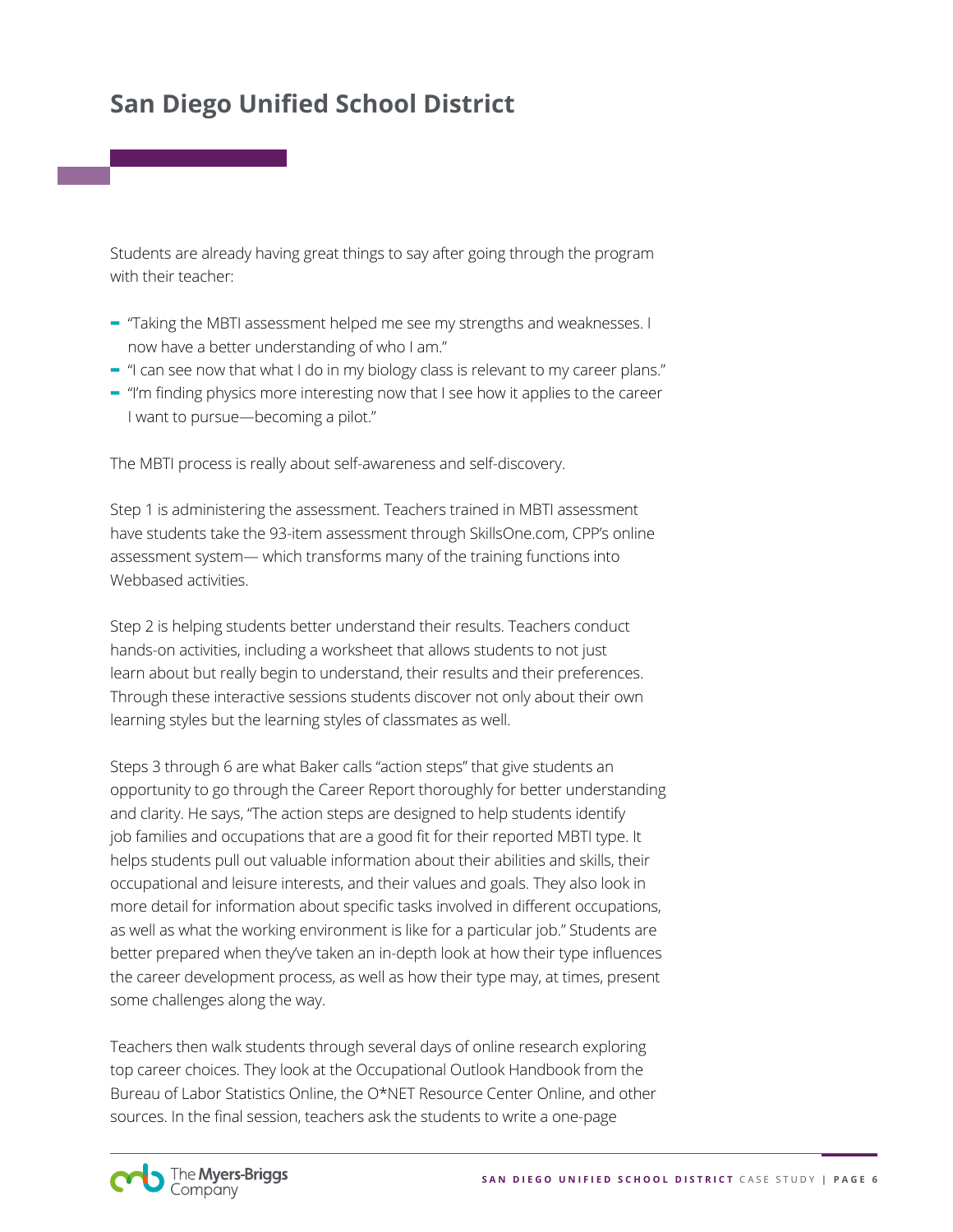# San Diego Unified School District

Students are already having great things to say after going through the program with their teacher:

- "Taking the MBTI assessment helped me see my strengths and weaknesses. I now have a better understanding of who I am."
- "I can see now that what I do in my biology class is relevant to my career plans."
- "I'm finding physics more interesting now that I see how it applies to the career I want to pursue—becoming a pilot."

The MBTI process is really about self-awareness and self-discovery.

Step 1 is administering the assessment. Teachers trained in MBTI assessment have students take the 93-item assessment through SkillsOne.com, CPP's online assessment system— which transforms many of the training functions into Webbased activities.

Step 2 is helping students better understand their results. Teachers conduct hands-on activities, including a worksheet that allows students to not just learn about but really begin to understand, their results and their preferences. Through these interactive sessions students discover not only about their own learning styles but the learning styles of classmates as well.

Steps 3 through 6 are what Baker calls "action steps" that give students an opportunity to go through the Career Report thoroughly for better understanding and clarity. He says, "The action steps are designed to help students identify job families and occupations that are a good fit for their reported MBTI type. It helps students pull out valuable information about their abilities and skills, their occupational and leisure interests, and their values and goals. They also look in more detail for information about specific tasks involved in different occupations, as well as what the working environment is like for a particular job." Students are better prepared when they've taken an in-depth look at how their type influences the career development process, as well as how their type may, at times, present some challenges along the way.

Teachers then walk students through several days of online research exploring top career choices. They look at the Occupational Outlook Handbook from the Bureau of Labor Statistics Online, the O*NET Resource Center Online, and other sources. In the final session, teachers ask the students to write a one-page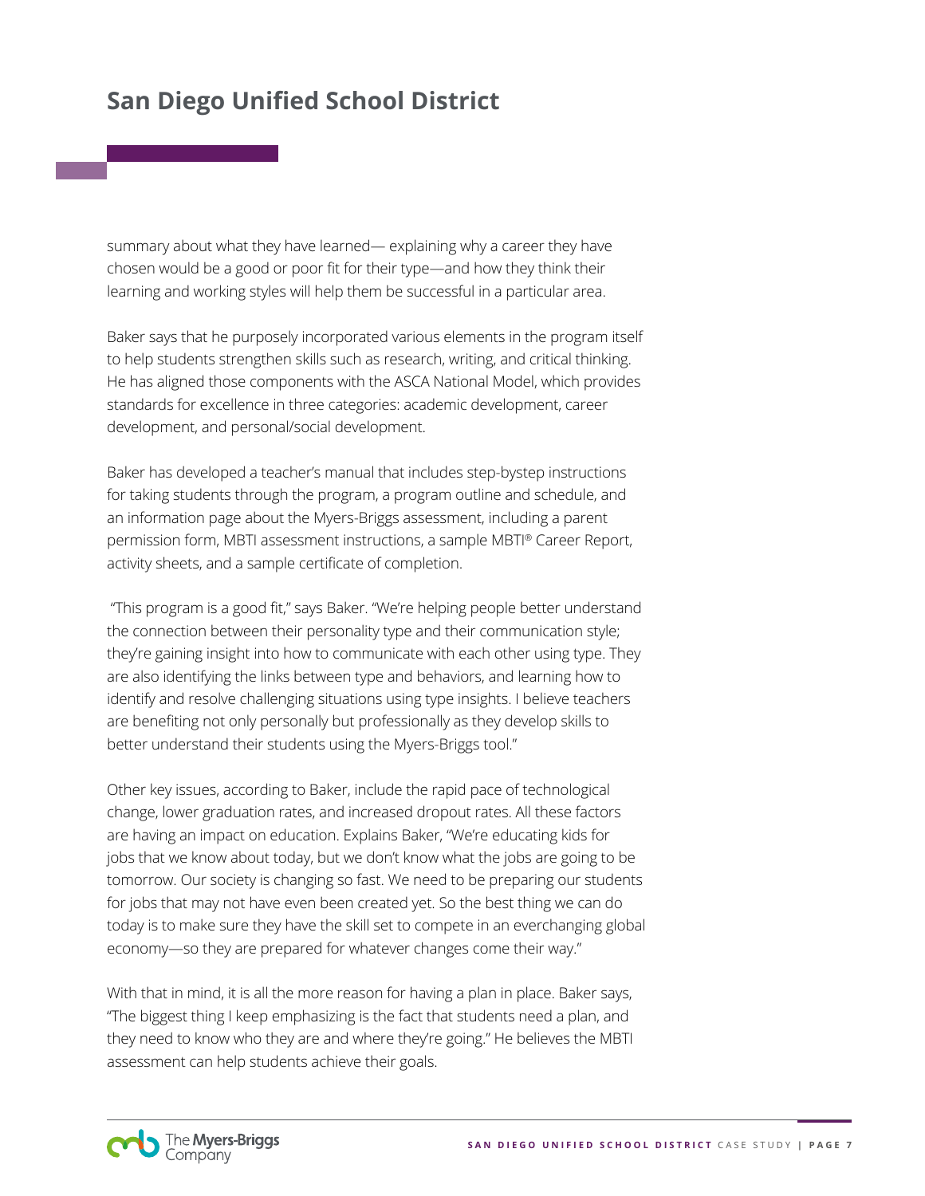summary about what they have learned— explaining why a career they have chosen would be a good or poor fit for their type—and how they think their learning and working styles will help them be successful in a particular area.

Baker says that he purposely incorporated various elements in the program itself to help students strengthen skills such as research, writing, and critical thinking. He has aligned those components with the ASCA National Model, which provides standards for excellence in three categories: academic development, career development, and personal/social development.

Baker has developed a teacher's manual that includes step-bystep instructions for taking students through the program, a program outline and schedule, and an information page about the Myers-Briggs assessment, including a parent permission form, MBTI assessment instructions, a sample MBTI® Career Report, activity sheets, and a sample certificate of completion.

"This program is a good fit," says Baker. "We're helping people better understand the connection between their personality type and their communication style; they're gaining insight into how to communicate with each other using type. They are also identifying the links between type and behaviors, and learning how to identify and resolve challenging situations using type insights. I believe teachers are benefiting not only personally but professionally as they develop skills to better understand their students using the Myers-Briggs tool."

Other key issues, according to Baker, include the rapid pace of technological change, lower graduation rates, and increased dropout rates. All these factors are having an impact on education. Explains Baker, "We're educating kids for jobs that we know about today, but we don't know what the jobs are going to be tomorrow. Our society is changing so fast. We need to be preparing our students for jobs that may not have even been created yet. So the best thing we can do today is to make sure they have the skill set to compete in an everchanging global economy—so they are prepared for whatever changes come their way."

With that in mind, it is all the more reason for having a plan in place. Baker says, "The biggest thing I keep emphasizing is the fact that students need a plan, and they need to know who they are and where they're going." He believes the MBTI assessment can help students achieve their goals.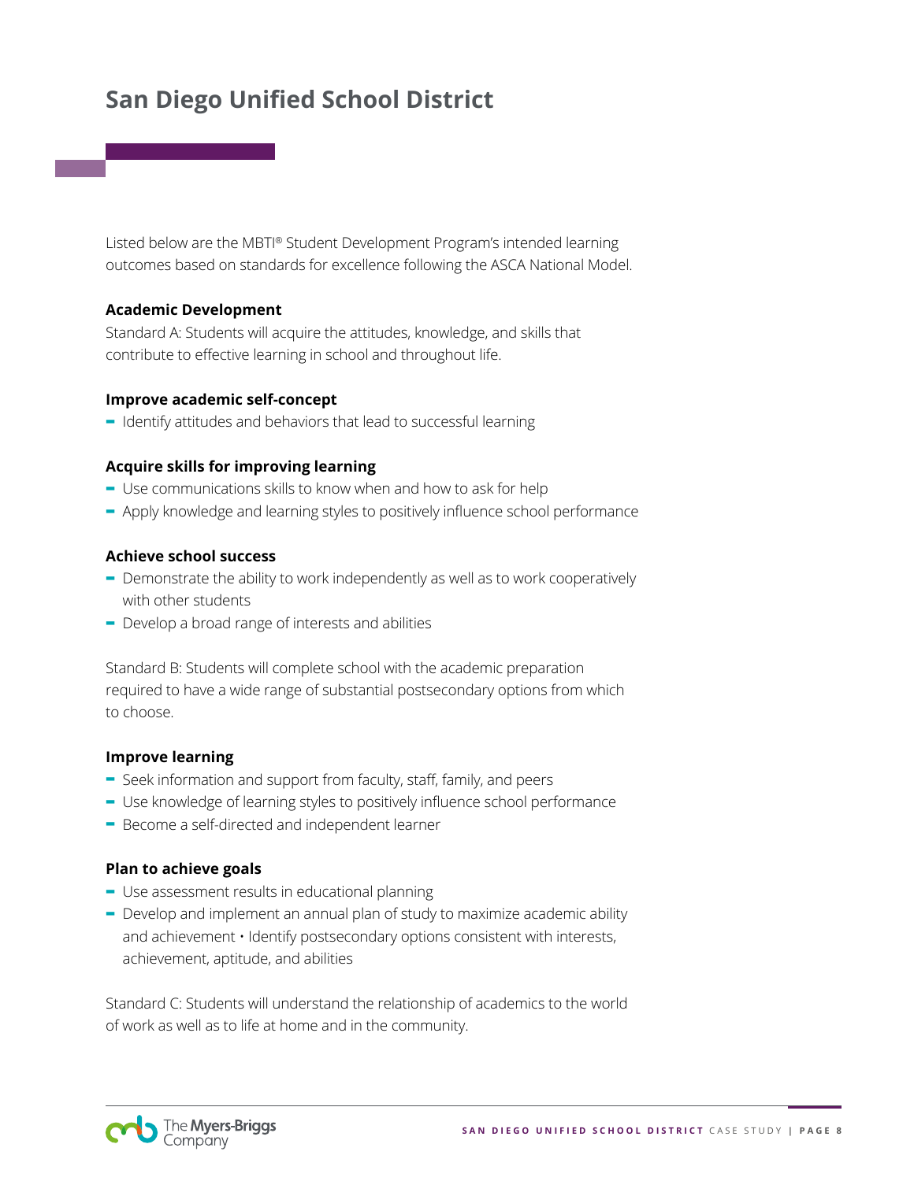# San Diego Unified School District

Listed below are the MBTI® Student Development Program's intended learning outcomes based on standards for excellence following the ASCA National Model.

**Academic Development**

Standard A: Students will acquire the attitudes, knowledge, and skills that contribute to effective learning in school and throughout life.

**Improve academic self-concept**

- Identify attitudes and behaviors that lead to successful learning

**Acquire skills for improving learning**

- Use communications skills to know when and how to ask for help
- Apply knowledge and learning styles to positively influence school performance

**Achieve school success**

- Demonstrate the ability to work independently as well as to work cooperatively with other students
- Develop a broad range of interests and abilities

Standard B: Students will complete school with the academic preparation required to have a wide range of substantial postsecondary options from which to choose.

**Improve learning**

- Seek information and support from faculty, staff, family, and peers
- Use knowledge of learning styles to positively influence school performance
- Become a self-directed and independent learner

**Plan to achieve goals**

- Use assessment results in educational planning
- Develop and implement an annual plan of study to maximize academic ability and achievement • Identify postsecondary options consistent with interests, achievement, aptitude, and abilities

Standard C: Students will understand the relationship of academics to the world of work as well as to life at home and in the community.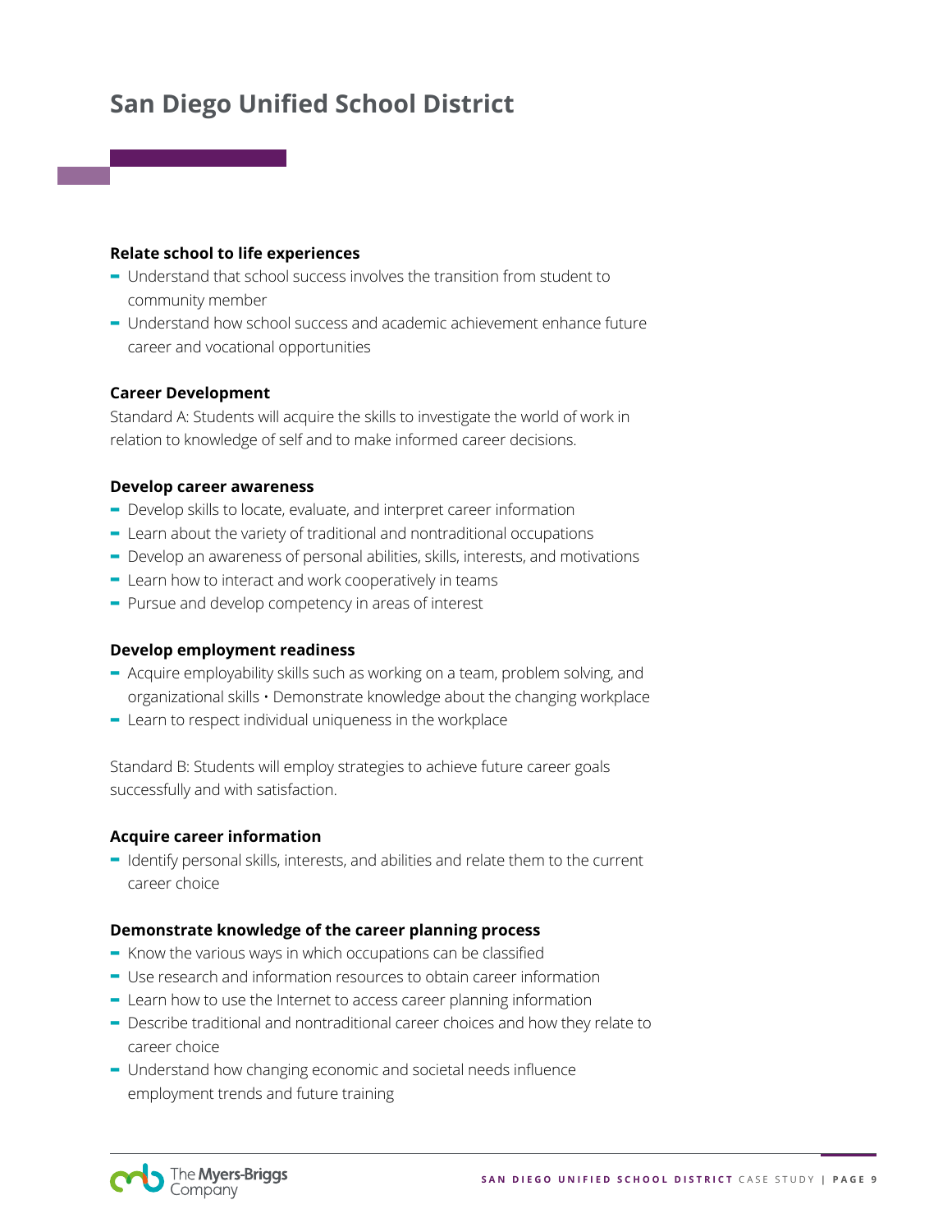# San Diego Unified School District

**Relate school to life experiences**

- Understand that school success involves the transition from student to community member
- Understand how school success and academic achievement enhance future career and vocational opportunities

**Career Development**

Standard A: Students will acquire the skills to investigate the world of work in relation to knowledge of self and to make informed career decisions.

**Develop career awareness**

- Develop skills to locate, evaluate, and interpret career information
- Learn about the variety of traditional and nontraditional occupations
- Develop an awareness of personal abilities, skills, interests, and motivations
- Learn how to interact and work cooperatively in teams
- Pursue and develop competency in areas of interest

**Develop employment readiness**

- Acquire employability skills such as working on a team, problem solving, and organizational skills • Demonstrate knowledge about the changing workplace
- Learn to respect individual uniqueness in the workplace

Standard B: Students will employ strategies to achieve future career goals successfully and with satisfaction.

**Acquire career information**

- Identify personal skills, interests, and abilities and relate them to the current career choice

**Demonstrate knowledge of the career planning process**

- Know the various ways in which occupations can be classified
- Use research and information resources to obtain career information
- Learn how to use the Internet to access career planning information
- Describe traditional and nontraditional career choices and how they relate to career choice
- Understand how changing economic and societal needs influence employment trends and future training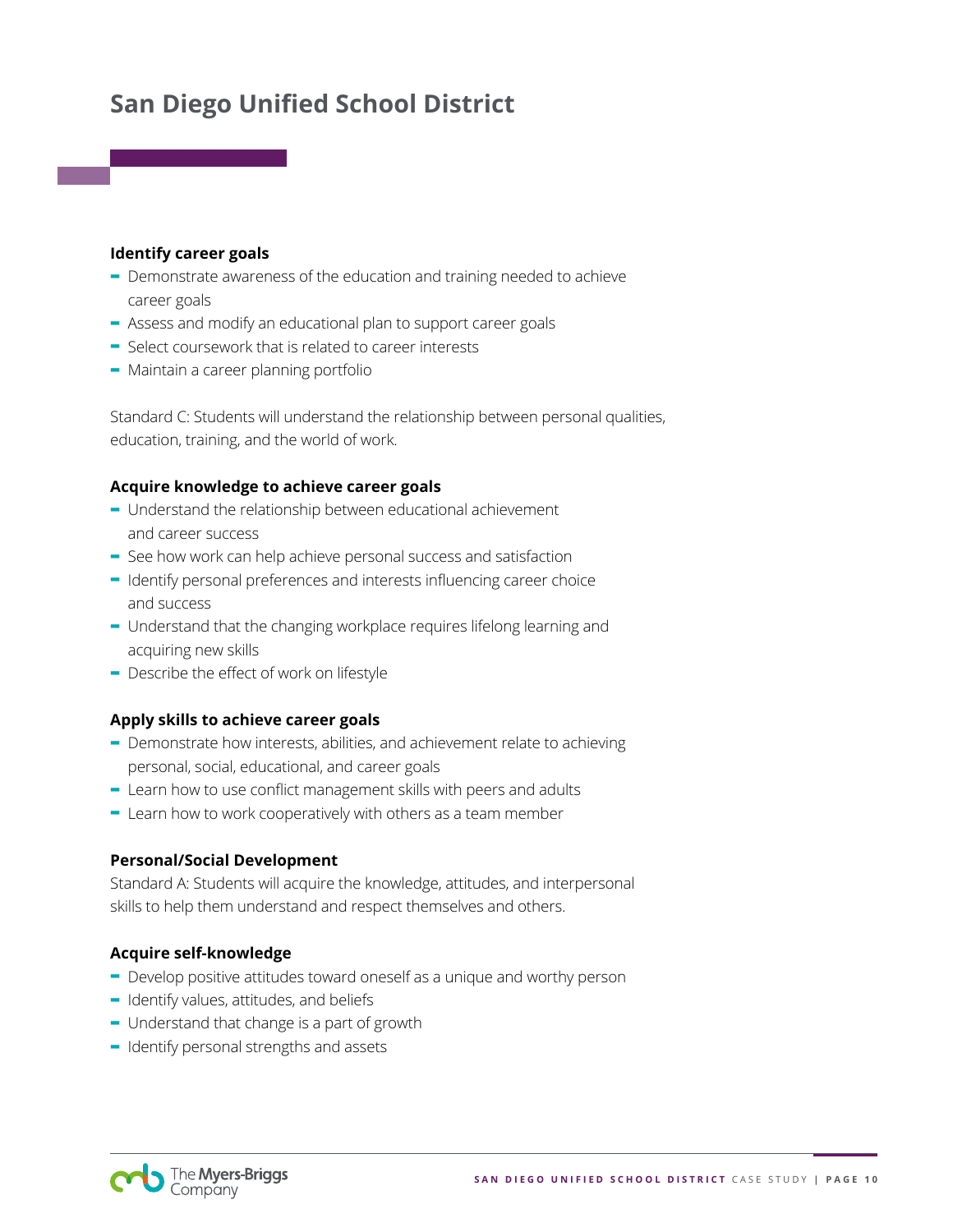# San Diego Unified School District

**Identify career goals**

- Demonstrate awareness of the education and training needed to achieve career goals
- Assess and modify an educational plan to support career goals
- Select coursework that is related to career interests
- Maintain a career planning portfolio

Standard C: Students will understand the relationship between personal qualities, education, training, and the world of work.

**Acquire knowledge to achieve career goals**

- Understand the relationship between educational achievement and career success
- See how work can help achieve personal success and satisfaction
- Identify personal preferences and interests influencing career choice and success
- Understand that the changing workplace requires lifelong learning and acquiring new skills
- Describe the effect of work on lifestyle

**Apply skills to achieve career goals**

- Demonstrate how interests, abilities, and achievement relate to achieving personal, social, educational, and career goals
- Learn how to use conflict management skills with peers and adults
- Learn how to work cooperatively with others as a team member

**Personal/Social Development**

Standard A: Students will acquire the knowledge, attitudes, and interpersonal skills to help them understand and respect themselves and others.

**Acquire self-knowledge**

- Develop positive attitudes toward oneself as a unique and worthy person
- Identify values, attitudes, and beliefs
- Understand that change is a part of growth
- Identify personal strengths and assets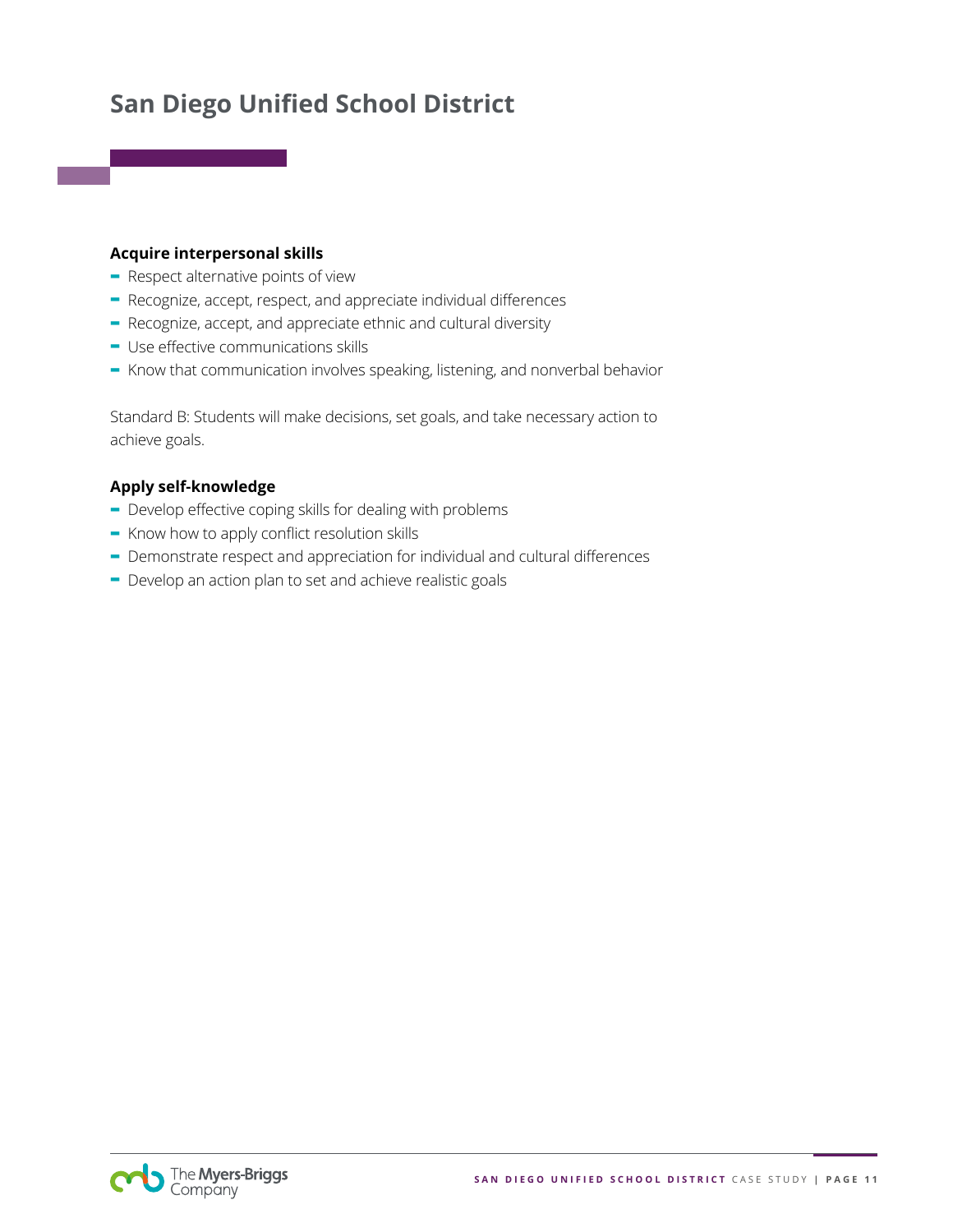**Acquire interpersonal skills**

- Respect alternative points of view
- Recognize, accept, respect, and appreciate individual differences
- Recognize, accept, and appreciate ethnic and cultural diversity
- Use effective communications skills
- Know that communication involves speaking, listening, and nonverbal behavior

Standard B: Students will make decisions, set goals, and take necessary action to achieve goals.

**Apply self-knowledge**

- Develop effective coping skills for dealing with problems
- Know how to apply conflict resolution skills
- Demonstrate respect and appreciation for individual and cultural differences
- Develop an action plan to set and achieve realistic goals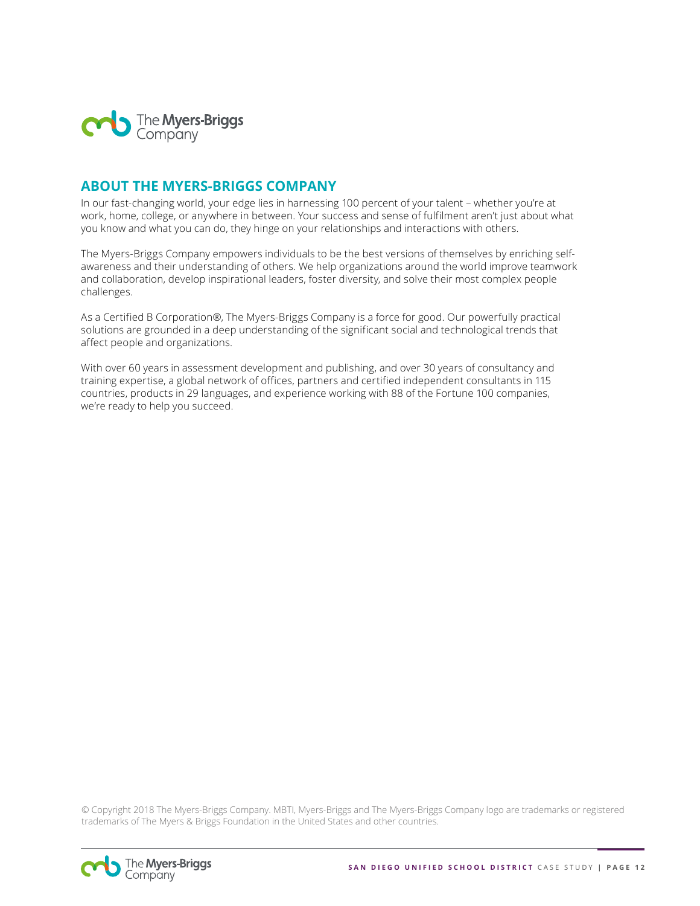## ABOUT THE MYERS-BRIGGS COMPANY

In our fast-changing world, your edge lies in harnessing 100 percent of your talent – whether you're at work, home, college, or anywhere in between. Your success and sense of fulfilment aren't just about what you know and what you can do, they hinge on your relationships and interactions with others.

The Myers-Briggs Company empowers individuals to be the best versions of themselves by enriching self-awareness and their understanding of others. We help organizations around the world improve teamwork and collaboration, develop inspirational leaders, foster diversity, and solve their most complex people challenges.

As a Certified B Corporation®, The Myers-Briggs Company is a force for good. Our powerfully practical solutions are grounded in a deep understanding of the significant social and technological trends that affect people and organizations.

With over 60 years in assessment development and publishing, and over 30 years of consultancy and training expertise, a global network of offices, partners and certified independent consultants in 115 countries, products in 29 languages, and experience working with 88 of the Fortune 100 companies, we're ready to help you succeed.

© Copyright 2018 The Myers-Briggs Company. MBTI, Myers-Briggs and The Myers-Briggs Company logo are trademarks or registered trademarks of The Myers & Briggs Foundation in the United States and other countries.